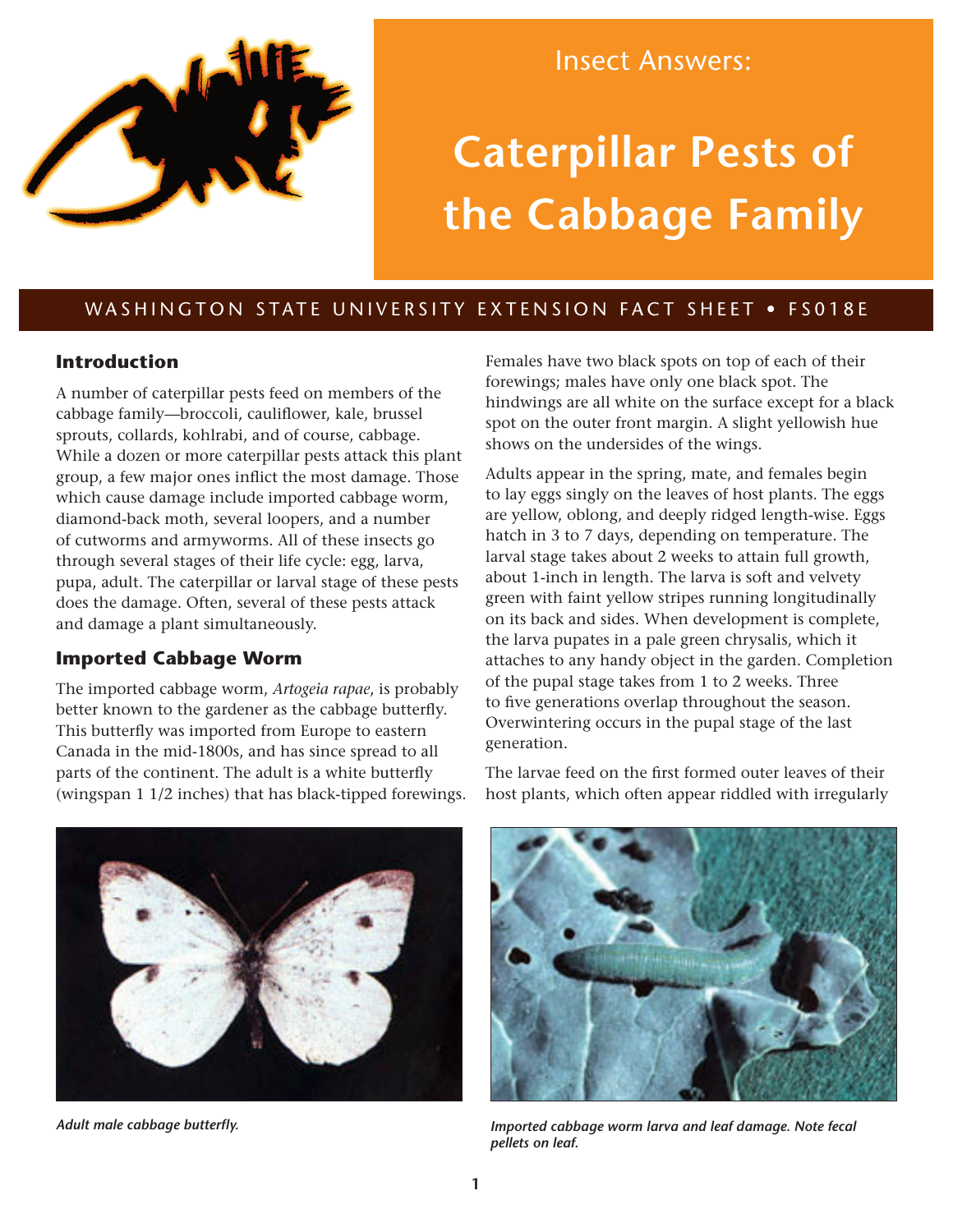Insect Answers:

# Caterpillar Pests of the Cabbage Family

WASHINGTON STATE UNIVERSITY EXTENSION FACT SHEET • FS018E

## Introduction

A number of caterpillar pests feed on members of the cabbage family—broccoli, cauliflower, kale, brussel sprouts, collards, kohlrabi, and of course, cabbage. While a dozen or more caterpillar pests attack this plant group, a few major ones inflict the most damage. Those which cause damage include imported cabbage worm, diamond-back moth, several loopers, and a number of cutworms and armyworms. All of these insects go through several stages of their life cycle: egg, larva, pupa, adult. The caterpillar or larval stage of these pests does the damage. Often, several of these pests attack and damage a plant simultaneously.

## Imported Cabbage Worm

The imported cabbage worm, *Artogeia rapae*, is probably better known to the gardener as the cabbage butterfly. This butterfly was imported from Europe to eastern Canada in the mid-1800s, and has since spread to all parts of the continent. The adult is a white butterfly (wingspan 1 1/2 inches) that has black-tipped forewings. Females have two black spots on top of each of their forewings; males have only one black spot. The hindwings are all white on the surface except for a black spot on the outer front margin. A slight yellowish hue shows on the undersides of the wings.

Adults appear in the spring, mate, and females begin to lay eggs singly on the leaves of host plants. The eggs are yellow, oblong, and deeply ridged length-wise. Eggs hatch in 3 to 7 days, depending on temperature. The larval stage takes about 2 weeks to attain full growth, about 1-inch in length. The larva is soft and velvety green with faint yellow stripes running longitudinally on its back and sides. When development is complete, the larva pupates in a pale green chrysalis, which it attaches to any handy object in the garden. Completion of the pupal stage takes from 1 to 2 weeks. Three to five generations overlap throughout the season. Overwintering occurs in the pupal stage of the last generation.

The larvae feed on the first formed outer leaves of their host plants, which often appear riddled with irregularly

*Adult male cabbage butterfly.*

*Imported cabbage worm larva and leaf damage. Note fecal pellets on leaf.*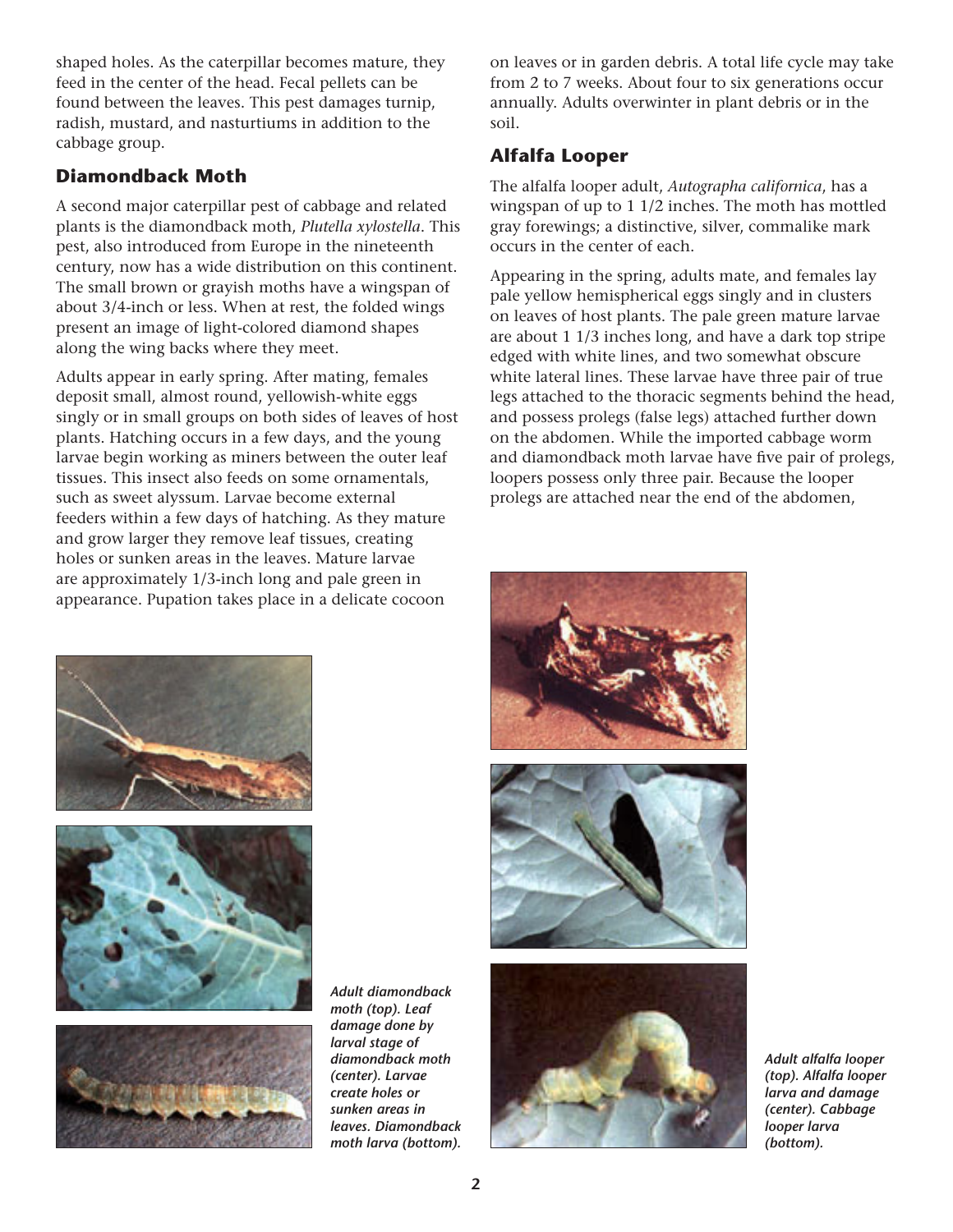shaped holes. As the caterpillar becomes mature, they feed in the center of the head. Fecal pellets can be found between the leaves. This pest damages turnip, radish, mustard, and nasturtiums in addition to the cabbage group.

## Diamondback Moth

A second major caterpillar pest of cabbage and related plants is the diamondback moth, *Plutella xylostella*. This pest, also introduced from Europe in the nineteenth century, now has a wide distribution on this continent. The small brown or grayish moths have a wingspan of about 3/4-inch or less. When at rest, the folded wings present an image of light-colored diamond shapes along the wing backs where they meet.

Adults appear in early spring. After mating, females deposit small, almost round, yellowish-white eggs singly or in small groups on both sides of leaves of host plants. Hatching occurs in a few days, and the young larvae begin working as miners between the outer leaf tissues. This insect also feeds on some ornamentals, such as sweet alyssum. Larvae become external feeders within a few days of hatching. As they mature and grow larger they remove leaf tissues, creating holes or sunken areas in the leaves. Mature larvae are approximately 1/3-inch long and pale green in appearance. Pupation takes place in a delicate cocoon on leaves or in garden debris. A total life cycle may take from 2 to 7 weeks. About four to six generations occur annually. Adults overwinter in plant debris or in the soil.

***Adult diamondback moth (top). Leaf damage done by larval stage of diamondback moth (center). Larvae create holes or sunken areas in leaves. Diamondback moth larva (bottom).***

## Alfalfa Looper

The alfalfa looper adult, *Autographa californica*, has a wingspan of up to 1 1/2 inches. The moth has mottled gray forewings; a distinctive, silver, commalike mark occurs in the center of each.

Appearing in the spring, adults mate, and females lay pale yellow hemispherical eggs singly and in clusters on leaves of host plants. The pale green mature larvae are about 1 1/3 inches long, and have a dark top stripe edged with white lines, and two somewhat obscure white lateral lines. These larvae have three pair of true legs attached to the thoracic segments behind the head, and possess prolegs (false legs) attached further down on the abdomen. While the imported cabbage worm and diamondback moth larvae have five pair of prolegs, loopers possess only three pair. Because the looper prolegs are attached near the end of the abdomen,

***Adult alfalfa looper (top). Alfalfa looper larva and damage (center). Cabbage looper larva (bottom).***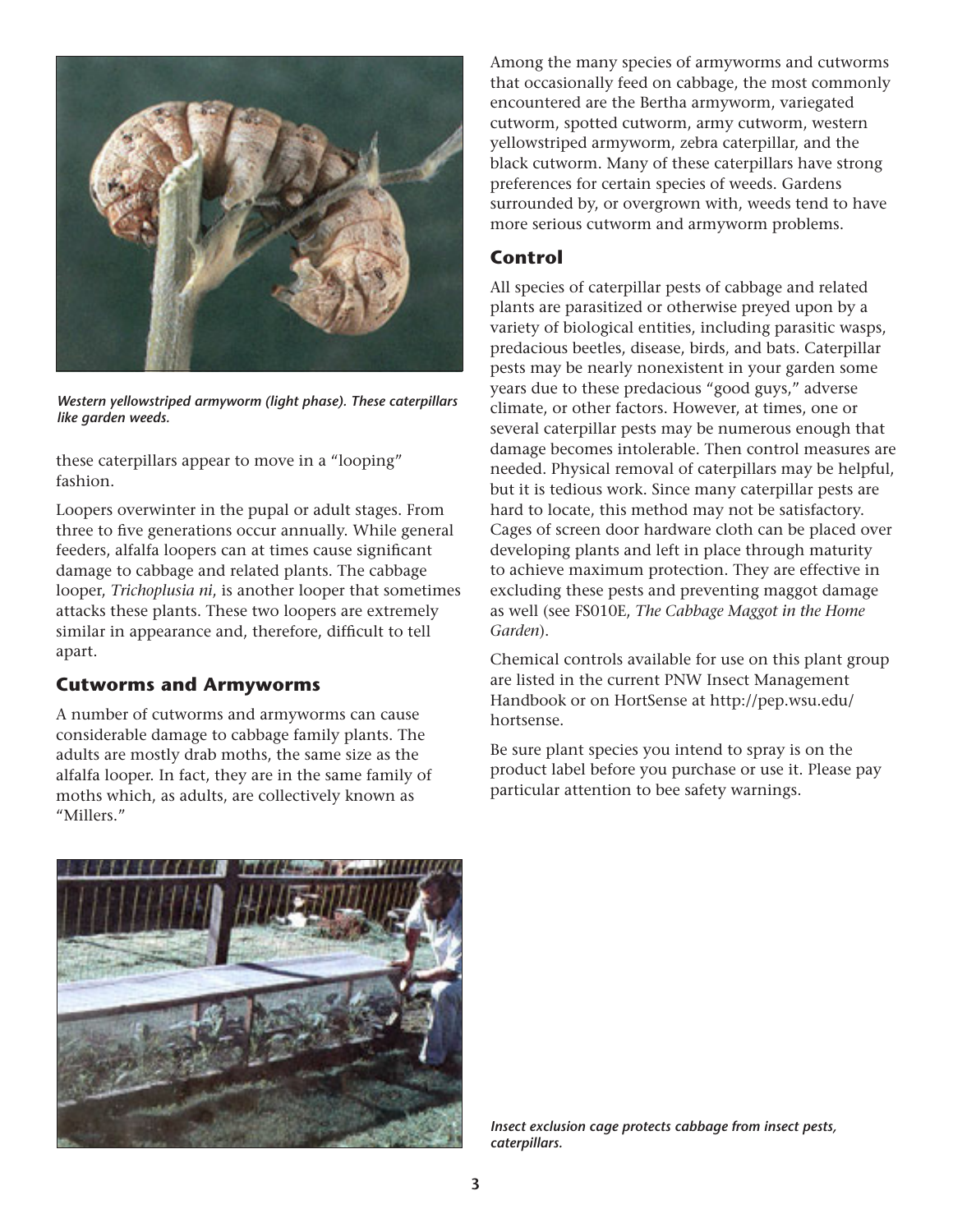*Western yellowstriped armyworm (light phase). These caterpillars like garden weeds.*

these caterpillars appear to move in a "looping" fashion.

Loopers overwinter in the pupal or adult stages. From three to five generations occur annually. While general feeders, alfalfa loopers can at times cause significant damage to cabbage and related plants. The cabbage looper, *Trichoplusia ni*, is another looper that sometimes attacks these plants. These two loopers are extremely similar in appearance and, therefore, difficult to tell apart.

## Cutworms and Armyworms

A number of cutworms and armyworms can cause considerable damage to cabbage family plants. The adults are mostly drab moths, the same size as the alfalfa looper. In fact, they are in the same family of moths which, as adults, are collectively known as "Millers."

*Insect exclusion cage protects cabbage from insect pests, caterpillars.*

Among the many species of armyworms and cutworms that occasionally feed on cabbage, the most commonly encountered are the Bertha armyworm, variegated cutworm, spotted cutworm, army cutworm, western yellowstriped armyworm, zebra caterpillar, and the black cutworm. Many of these caterpillars have strong preferences for certain species of weeds. Gardens surrounded by, or overgrown with, weeds tend to have more serious cutworm and armyworm problems.

## Control

All species of caterpillar pests of cabbage and related plants are parasitized or otherwise preyed upon by a variety of biological entities, including parasitic wasps, predacious beetles, disease, birds, and bats. Caterpillar pests may be nearly nonexistent in your garden some years due to these predacious "good guys," adverse climate, or other factors. However, at times, one or several caterpillar pests may be numerous enough that damage becomes intolerable. Then control measures are needed. Physical removal of caterpillars may be helpful, but it is tedious work. Since many caterpillar pests are hard to locate, this method may not be satisfactory. Cages of screen door hardware cloth can be placed over developing plants and left in place through maturity to achieve maximum protection. They are effective in excluding these pests and preventing maggot damage as well (see FS010E, *The Cabbage Maggot in the Home Garden*).

Chemical controls available for use on this plant group are listed in the current PNW Insect Management Handbook or on HortSense at http://pep.wsu.edu/hortsense.

Be sure plant species you intend to spray is on the product label before you purchase or use it. Please pay particular attention to bee safety warnings.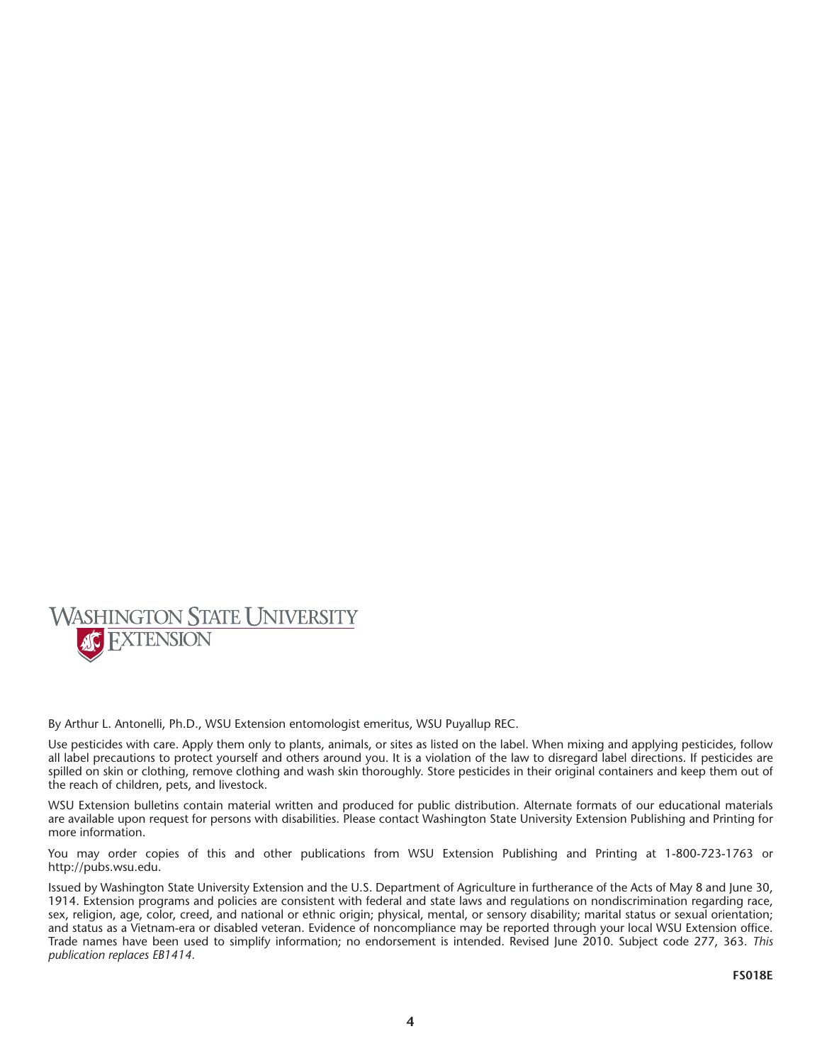WASHINGTON STATE UNIVERSITY
EXTENSION

By Arthur L. Antonelli, Ph.D., WSU Extension entomologist emeritus, WSU Puyallup REC.

Use pesticides with care. Apply them only to plants, animals, or sites as listed on the label. When mixing and applying pesticides, follow all label precautions to protect yourself and others around you. It is a violation of the law to disregard label directions. If pesticides are spilled on skin or clothing, remove clothing and wash skin thoroughly. Store pesticides in their original containers and keep them out of the reach of children, pets, and livestock.

WSU Extension bulletins contain material written and produced for public distribution. Alternate formats of our educational materials are available upon request for persons with disabilities. Please contact Washington State University Extension Publishing and Printing for more information.

You may order copies of this and other publications from WSU Extension Publishing and Printing at 1-800-723-1763 or http://pubs.wsu.edu.

Issued by Washington State University Extension and the U.S. Department of Agriculture in furtherance of the Acts of May 8 and June 30, 1914. Extension programs and policies are consistent with federal and state laws and regulations on nondiscrimination regarding race, sex, religion, age, color, creed, and national or ethnic origin; physical, mental, or sensory disability; marital status or sexual orientation; and status as a Vietnam-era or disabled veteran. Evidence of noncompliance may be reported through your local WSU Extension office. Trade names have been used to simplify information; no endorsement is intended. Revised June 2010. Subject code 277, 363. *This publication replaces EB1414.*

**FS018E**